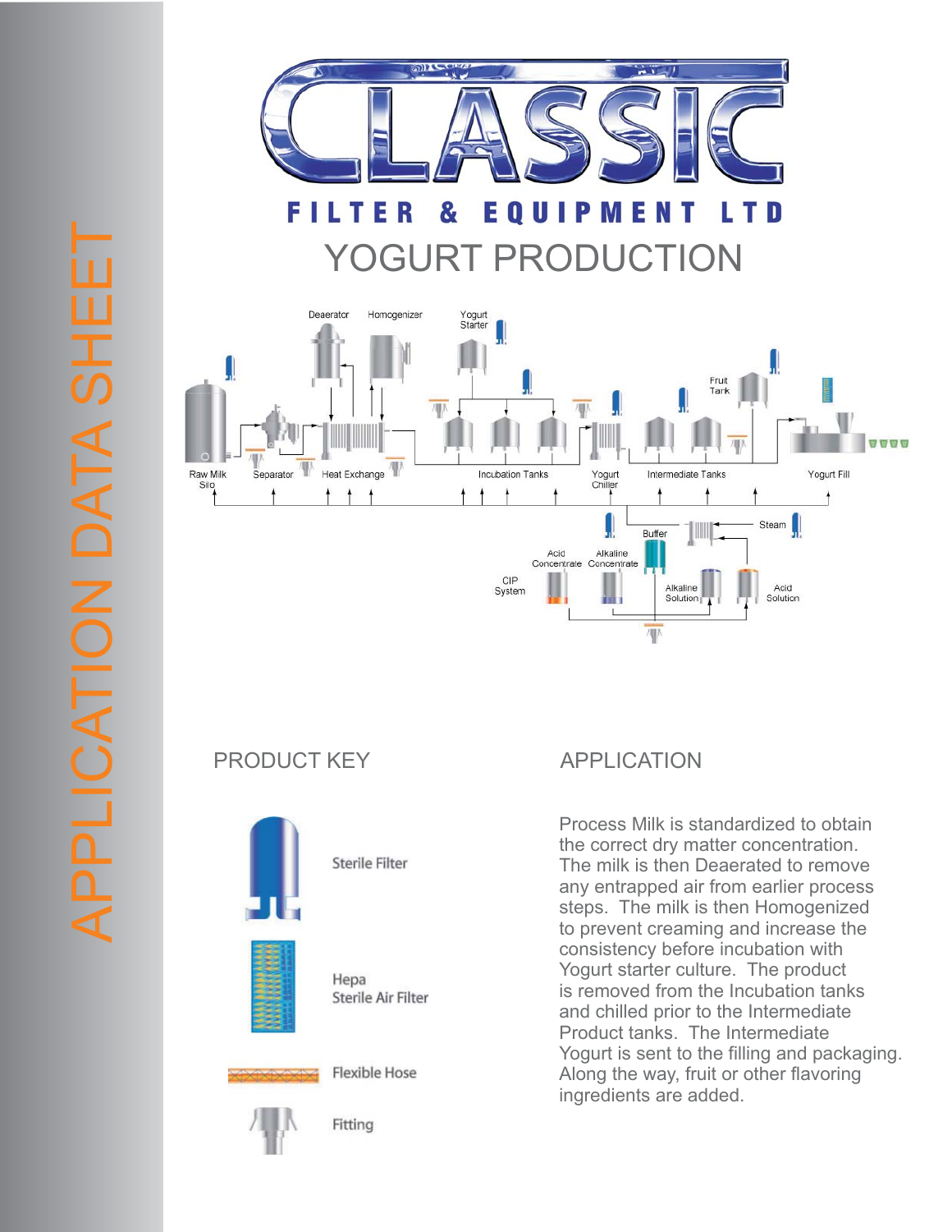# CLASSIC

## FILTER & EQUIPMENT LTD

# YOGURT PRODUCTION

APPLICATION DATA SHEET

## PRODUCT KEY

- Sterile Filter
- Hepa Sterile Air Filter
- Flexible Hose
- Fitting

## APPLICATION

Process Milk is standardized to obtain the correct dry matter concentration. The milk is then Deaerated to remove any entrapped air from earlier process steps. The milk is then Homogenized to prevent creaming and increase the consistency before incubation with Yogurt starter culture. The product is removed from the Incubation tanks and chilled prior to the Intermediate Product tanks. The Intermediate Yogurt is sent to the filling and packaging. Along the way, fruit or other flavoring ingredients are added.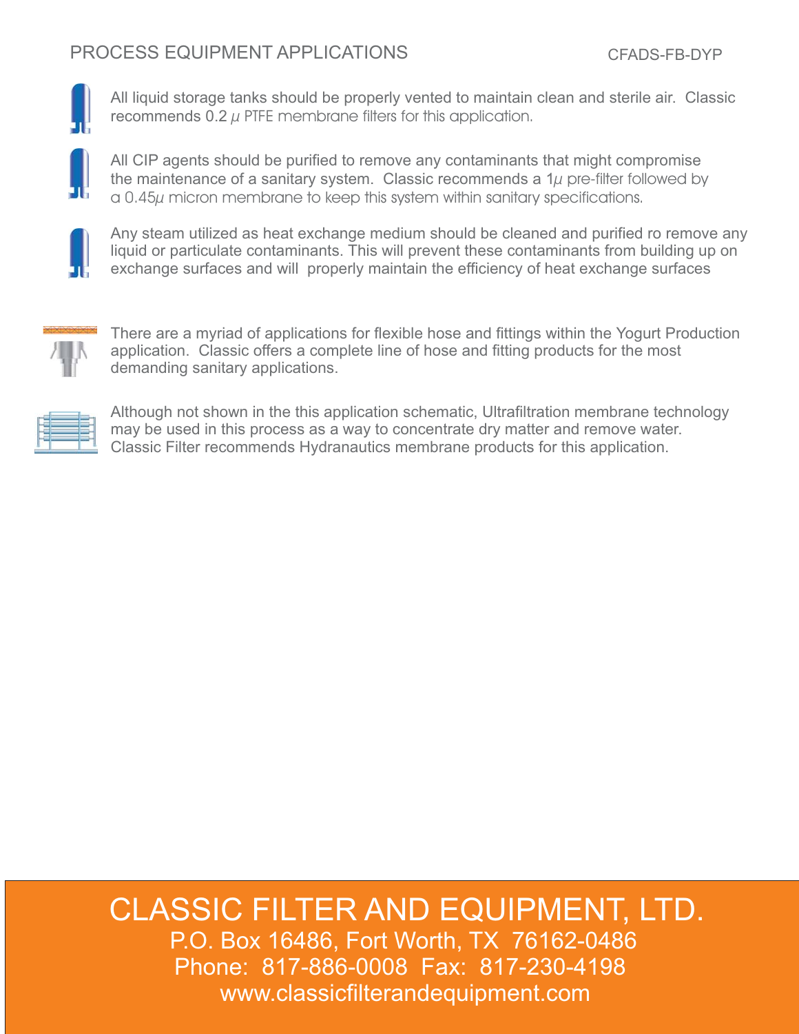## PROCESS EQUIPMENT APPLICATIONS

CFADS-FB-DYP

All liquid storage tanks should be properly vented to maintain clean and sterile air. Classic recommends 0.2 $\mu$ PTFE membrane filters for this application.

All CIP agents should be purified to remove any contaminants that might compromise the maintenance of a sanitary system. Classic recommends a 1$\mu$ pre-filter followed by a 0.45$\mu$ micron membrane to keep this system within sanitary specifications.

Any steam utilized as heat exchange medium should be cleaned and purified ro remove any liquid or particulate contaminants. This will prevent these contaminants from building up on exchange surfaces and will properly maintain the efficiency of heat exchange surfaces

There are a myriad of applications for flexible hose and fittings within the Yogurt Production application. Classic offers a complete line of hose and fitting products for the most demanding sanitary applications.

Although not shown in the this application schematic, Ultrafiltration membrane technology may be used in this process as a way to concentrate dry matter and remove water. Classic Filter recommends Hydranautics membrane products for this application.

CLASSIC FILTER AND EQUIPMENT, LTD.
P.O. Box 16486, Fort Worth, TX 76162-0486
Phone: 817-886-0008 Fax: 817-230-4198
www.classicfilterandequipment.com